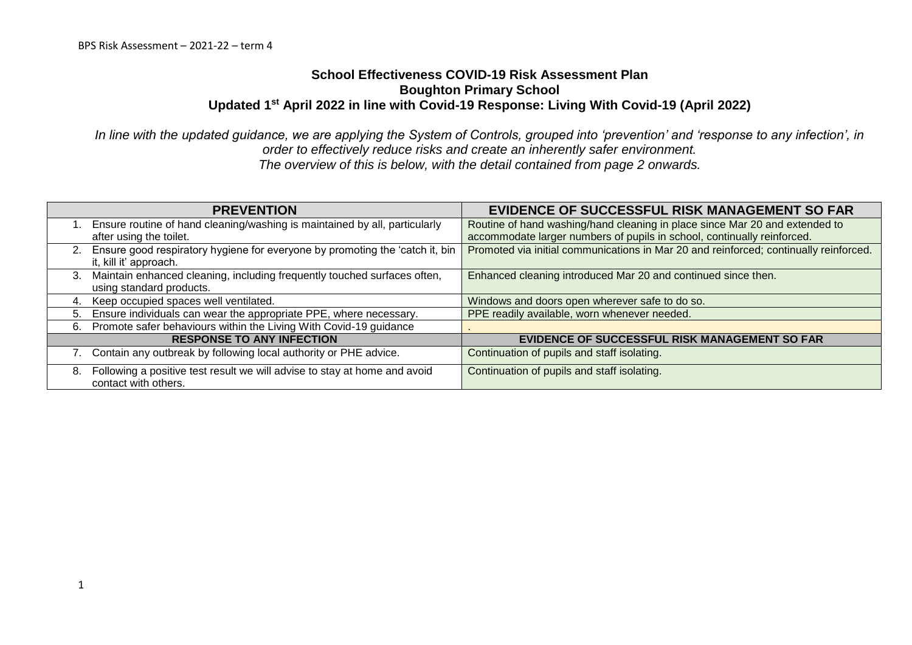# School Effectiveness COVID-19 Risk Assessment Plan
## Boughton Primary School
### Updated 1st April 2022 in line with Covid-19 Response: Living With Covid-19 (April 2022)

*In line with the updated guidance, we are applying the System of Controls, grouped into 'prevention' and 'response to any infection', in order to effectively reduce risks and create an inherently safer environment. The overview of this is below, with the detail contained from page 2 onwards.*

| PREVENTION | EVIDENCE OF SUCCESSFUL RISK MANAGEMENT SO FAR |
|---|---|
| 1. Ensure routine of hand cleaning/washing is maintained by all, particularly after using the toilet. | Routine of hand washing/hand cleaning in place since Mar 20 and extended to accommodate larger numbers of pupils in school, continually reinforced. |
| 2. Ensure good respiratory hygiene for everyone by promoting the 'catch it, bin it, kill it' approach. | Promoted via initial communications in Mar 20 and reinforced; continually reinforced. |
| 3. Maintain enhanced cleaning, including frequently touched surfaces often, using standard products. | Enhanced cleaning introduced Mar 20 and continued since then. |
| 4. Keep occupied spaces well ventilated. | Windows and doors open wherever safe to do so. |
| 5. Ensure individuals can wear the appropriate PPE, where necessary. | PPE readily available, worn whenever needed. |
| 6. Promote safer behaviours within the Living With Covid-19 guidance | . |
| **RESPONSE TO ANY INFECTION** | **EVIDENCE OF SUCCESSFUL RISK MANAGEMENT SO FAR** |
| 7. Contain any outbreak by following local authority or PHE advice. | Continuation of pupils and staff isolating. |
| 8. Following a positive test result we will advise to stay at home and avoid contact with others. | Continuation of pupils and staff isolating. |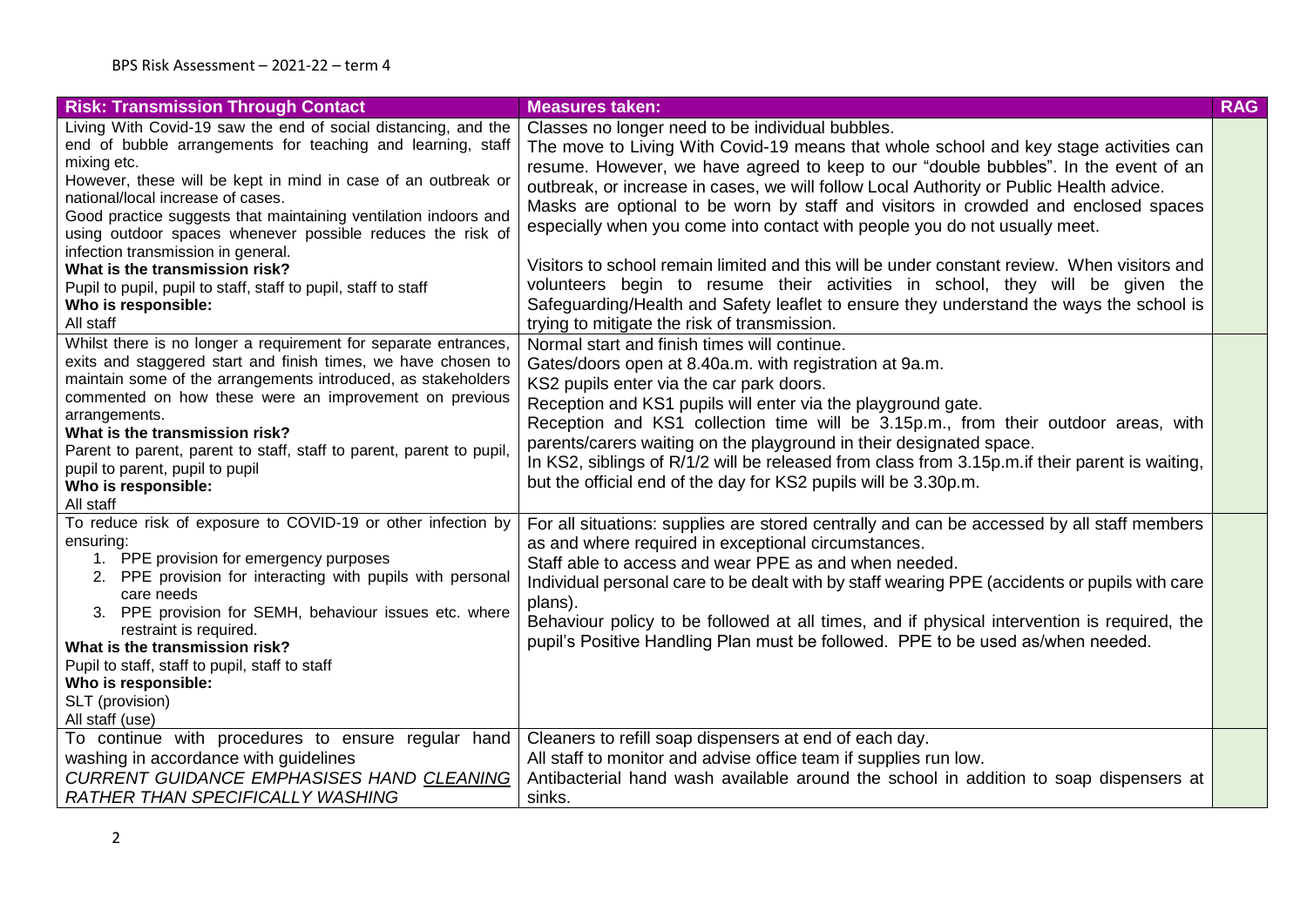| Risk: Transmission Through Contact | Measures taken: | RAG |
|---|---|---|
| Living With Covid-19 saw the end of social distancing, and the end of bubble arrangements for teaching and learning, staff mixing etc.<br>However, these will be kept in mind in case of an outbreak or national/local increase of cases.<br>Good practice suggests that maintaining ventilation indoors and using outdoor spaces whenever possible reduces the risk of infection transmission in general.<br>**What is the transmission risk?**<br>Pupil to pupil, pupil to staff, staff to pupil, staff to staff<br>**Who is responsible:**<br>All staff | Classes no longer need to be individual bubbles.<br>The move to Living With Covid-19 means that whole school and key stage activities can resume. However, we have agreed to keep to our "double bubbles". In the event of an outbreak, or increase in cases, we will follow Local Authority or Public Health advice.<br>Masks are optional to be worn by staff and visitors in crowded and enclosed spaces especially when you come into contact with people you do not usually meet.<br><br>Visitors to school remain limited and this will be under constant review. When visitors and volunteers begin to resume their activities in school, they will be given the Safeguarding/Health and Safety leaflet to ensure they understand the ways the school is trying to mitigate the risk of transmission. | |
| Whilst there is no longer a requirement for separate entrances, exits and staggered start and finish times, we have chosen to maintain some of the arrangements introduced, as stakeholders commented on how these were an improvement on previous arrangements.<br>**What is the transmission risk?**<br>Parent to parent, parent to staff, staff to parent, parent to pupil, pupil to parent, pupil to pupil<br>**Who is responsible:**<br>All staff | Normal start and finish times will continue.<br>Gates/doors open at 8.40a.m. with registration at 9a.m.<br>KS2 pupils enter via the car park doors.<br>Reception and KS1 pupils will enter via the playground gate.<br>Reception and KS1 collection time will be 3.15p.m., from their outdoor areas, with parents/carers waiting on the playground in their designated space.<br>In KS2, siblings of R/1/2 will be released from class from 3.15p.m.if their parent is waiting, but the official end of the day for KS2 pupils will be 3.30p.m. | |
| To reduce risk of exposure to COVID-19 or other infection by ensuring:<br>1. PPE provision for emergency purposes<br>2. PPE provision for interacting with pupils with personal care needs<br>3. PPE provision for SEMH, behaviour issues etc. where restraint is required.<br>**What is the transmission risk?**<br>Pupil to staff, staff to pupil, staff to staff<br>**Who is responsible:**<br>SLT (provision)<br>All staff (use) | For all situations: supplies are stored centrally and can be accessed by all staff members as and where required in exceptional circumstances.<br>Staff able to access and wear PPE as and when needed.<br>Individual personal care to be dealt with by staff wearing PPE (accidents or pupils with care plans).<br>Behaviour policy to be followed at all times, and if physical intervention is required, the pupil's Positive Handling Plan must be followed. PPE to be used as/when needed. | |
| To continue with procedures to ensure regular hand washing in accordance with guidelines<br>*CURRENT GUIDANCE EMPHASISES HAND <u>CLEANING</u> RATHER THAN SPECIFICALLY WASHING* | Cleaners to refill soap dispensers at end of each day.<br>All staff to monitor and advise office team if supplies run low.<br>Antibacterial hand wash available around the school in addition to soap dispensers at sinks. | |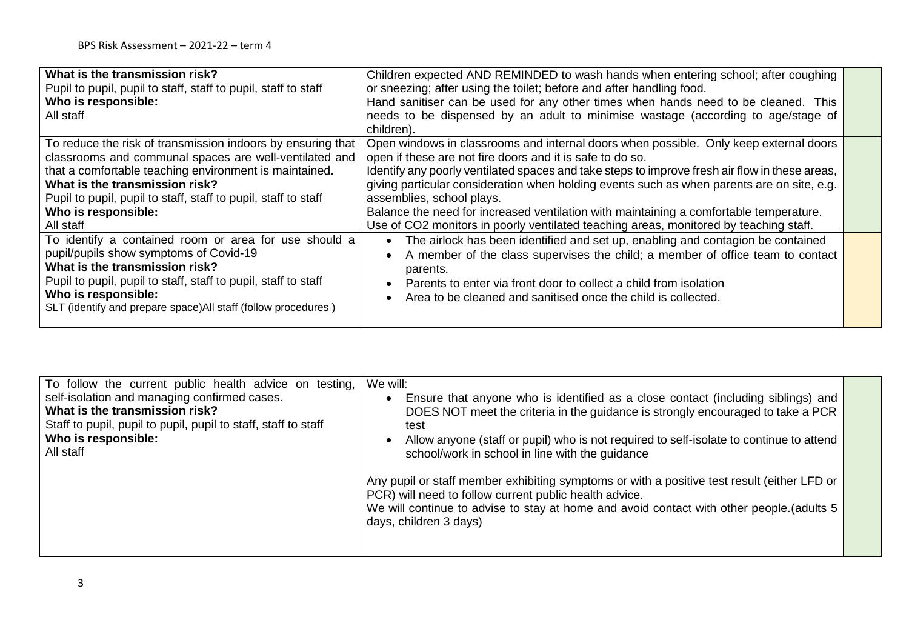| | | |
|---|---|---|
| **What is the transmission risk?**<br>Pupil to pupil, pupil to staff, staff to pupil, staff to staff<br>**Who is responsible:**<br>All staff | Children expected AND REMINDED to wash hands when entering school; after coughing or sneezing; after using the toilet; before and after handling food.<br>Hand sanitiser can be used for any other times when hands need to be cleaned. This needs to be dispensed by an adult to minimise wastage (according to age/stage of children). | |
| To reduce the risk of transmission indoors by ensuring that classrooms and communal spaces are well-ventilated and that a comfortable teaching environment is maintained.<br>**What is the transmission risk?**<br>Pupil to pupil, pupil to staff, staff to pupil, staff to staff<br>**Who is responsible:**<br>All staff | Open windows in classrooms and internal doors when possible. Only keep external doors open if these are not fire doors and it is safe to do so.<br>Identify any poorly ventilated spaces and take steps to improve fresh air flow in these areas, giving particular consideration when holding events such as when parents are on site, e.g. assemblies, school plays.<br>Balance the need for increased ventilation with maintaining a comfortable temperature.<br>Use of $CO_2$ monitors in poorly ventilated teaching areas, monitored by teaching staff. | |
| To identify a contained room or area for use should a pupil/pupils show symptoms of Covid-19<br>**What is the transmission risk?**<br>Pupil to pupil, pupil to staff, staff to pupil, staff to staff<br>**Who is responsible:**<br>SLT (identify and prepare space)All staff (follow procedures ) | • The airlock has been identified and set up, enabling and contagion be contained<br>• A member of the class supervises the child; a member of office team to contact parents.<br>• Parents to enter via front door to collect a child from isolation<br>• Area to be cleaned and sanitised once the child is collected. | |

| | | |
|---|---|---|
| To follow the current public health advice on testing, self-isolation and managing confirmed cases.<br>**What is the transmission risk?**<br>Staff to pupil, pupil to pupil, pupil to staff, staff to staff<br>**Who is responsible:**<br>All staff | We will:<br>• Ensure that anyone who is identified as a close contact (including siblings) and DOES NOT meet the criteria in the guidance is strongly encouraged to take a PCR test<br>• Allow anyone (staff or pupil) who is not required to self-isolate to continue to attend school/work in school in line with the guidance<br><br>Any pupil or staff member exhibiting symptoms or with a positive test result (either LFD or PCR) will need to follow current public health advice.<br>We will continue to advise to stay at home and avoid contact with other people.(adults 5 days, children 3 days) | |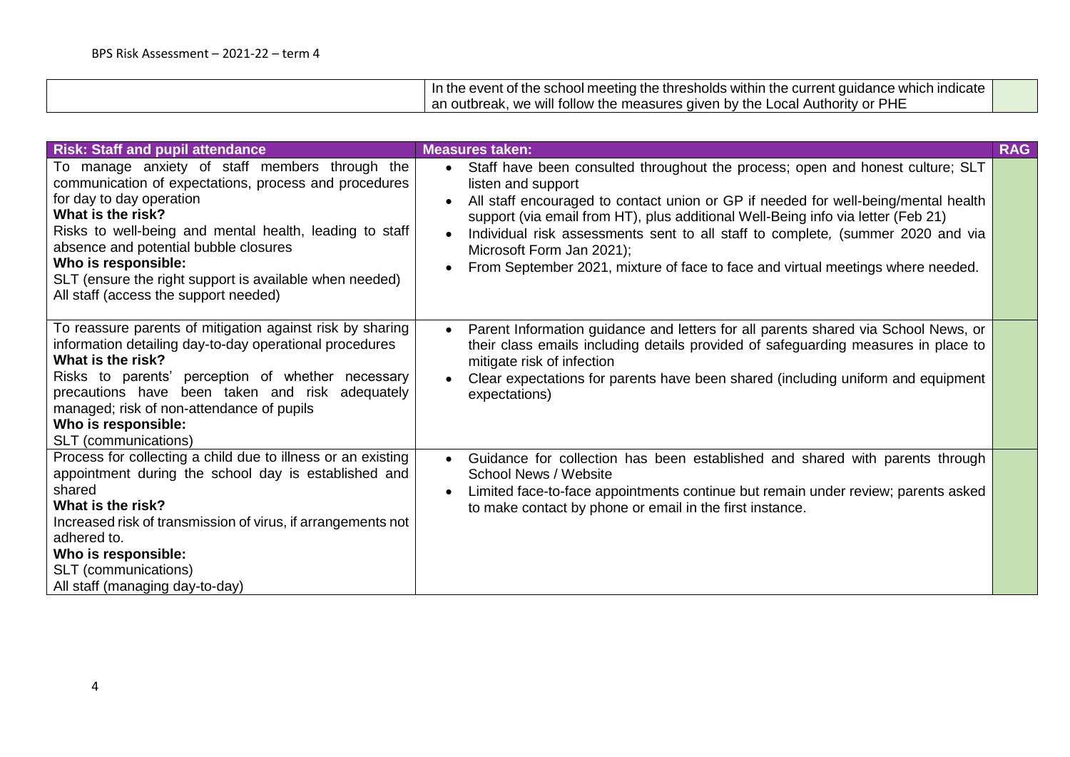| | In the event of the school meeting the thresholds within the current guidance which indicate an outbreak, we will follow the measures given by the Local Authority or PHE | |
|---|---|---|

| Risk: Staff and pupil attendance | Measures taken: | RAG |
|---|---|---|
| To manage anxiety of staff members through the communication of expectations, process and procedures for day to day operation<br>**What is the risk?**<br>Risks to well-being and mental health, leading to staff absence and potential bubble closures<br>**Who is responsible:**<br>SLT (ensure the right support is available when needed)<br>All staff (access the support needed) | • Staff have been consulted throughout the process; open and honest culture; SLT listen and support<br>• All staff encouraged to contact union or GP if needed for well-being/mental health support (via email from HT), plus additional Well-Being info via letter (Feb 21)<br>• Individual risk assessments sent to all staff to complete, (summer 2020 and via Microsoft Form Jan 2021);<br>• From September 2021, mixture of face to face and virtual meetings where needed. | |
| To reassure parents of mitigation against risk by sharing information detailing day-to-day operational procedures<br>**What is the risk?**<br>Risks to parents' perception of whether necessary precautions have been taken and risk adequately managed; risk of non-attendance of pupils<br>**Who is responsible:**<br>SLT (communications) | • Parent Information guidance and letters for all parents shared via School News, or their class emails including details provided of safeguarding measures in place to mitigate risk of infection<br>• Clear expectations for parents have been shared (including uniform and equipment expectations) | |
| Process for collecting a child due to illness or an existing appointment during the school day is established and shared<br>**What is the risk?**<br>Increased risk of transmission of virus, if arrangements not adhered to.<br>**Who is responsible:**<br>SLT (communications)<br>All staff (managing day-to-day) | • Guidance for collection has been established and shared with parents through School News / Website<br>• Limited face-to-face appointments continue but remain under review; parents asked to make contact by phone or email in the first instance. | |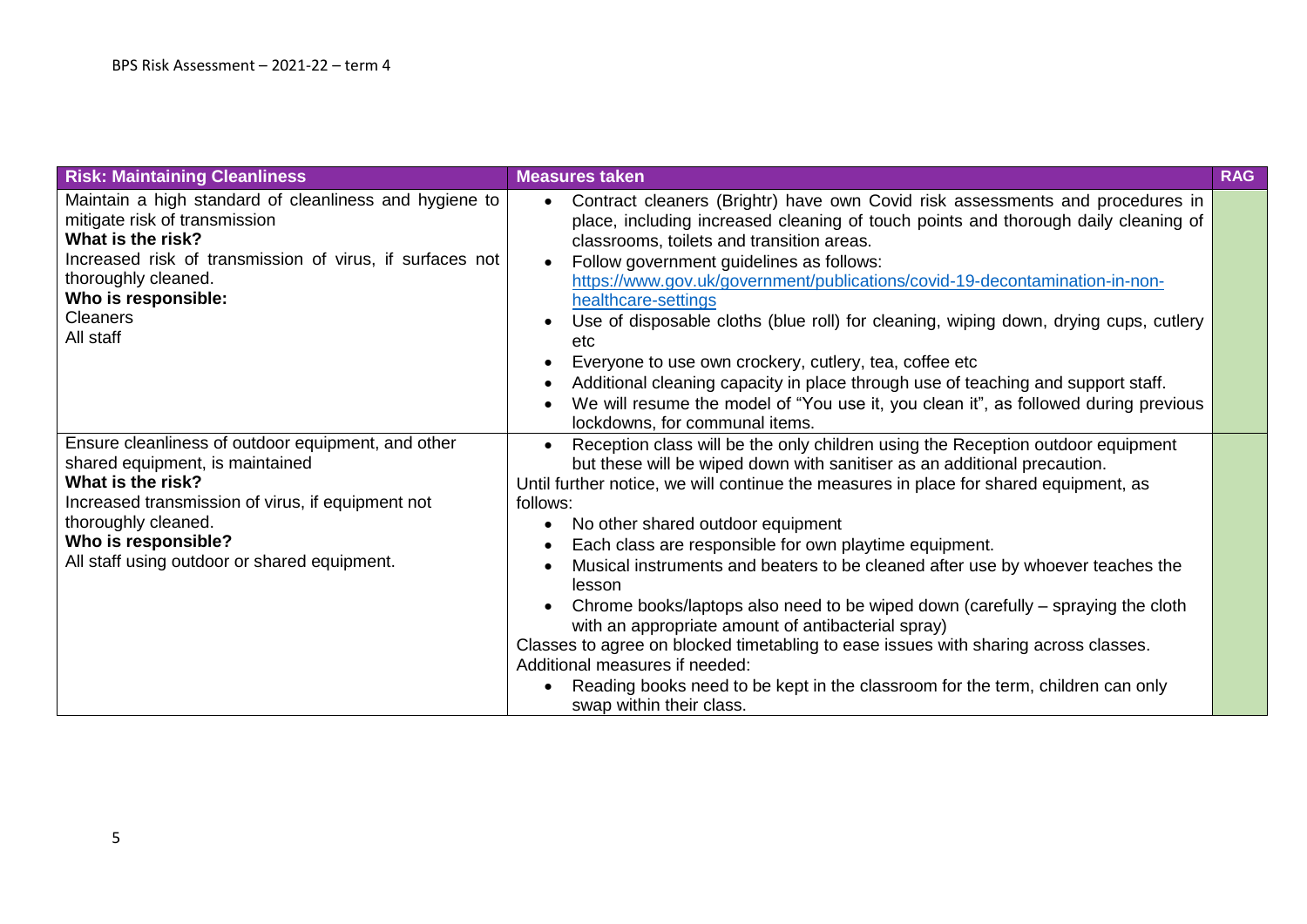| Risk: Maintaining Cleanliness | Measures taken | RAG |
| --- | --- | --- |
| Maintain a high standard of cleanliness and hygiene to mitigate risk of transmission<br>**What is the risk?**<br>Increased risk of transmission of virus, if surfaces not thoroughly cleaned.<br>**Who is responsible:**<br>Cleaners<br>All staff | • Contract cleaners (Brightr) have own Covid risk assessments and procedures in place, including increased cleaning of touch points and thorough daily cleaning of classrooms, toilets and transition areas.<br>• Follow government guidelines as follows: https://www.gov.uk/government/publications/covid-19-decontamination-in-non-healthcare-settings<br>• Use of disposable cloths (blue roll) for cleaning, wiping down, drying cups, cutlery etc<br>• Everyone to use own crockery, cutlery, tea, coffee etc<br>• Additional cleaning capacity in place through use of teaching and support staff.<br>• We will resume the model of "You use it, you clean it", as followed during previous lockdowns, for communal items. | |
| Ensure cleanliness of outdoor equipment, and other shared equipment, is maintained<br>**What is the risk?**<br>Increased transmission of virus, if equipment not thoroughly cleaned.<br>**Who is responsible?**<br>All staff using outdoor or shared equipment. | • Reception class will be the only children using the Reception outdoor equipment but these will be wiped down with sanitiser as an additional precaution.<br>Until further notice, we will continue the measures in place for shared equipment, as follows:<br>• No other shared outdoor equipment<br>• Each class are responsible for own playtime equipment.<br>• Musical instruments and beaters to be cleaned after use by whoever teaches the lesson<br>• Chrome books/laptops also need to be wiped down (carefully – spraying the cloth with an appropriate amount of antibacterial spray)<br>Classes to agree on blocked timetabling to ease issues with sharing across classes.<br>Additional measures if needed:<br>• Reading books need to be kept in the classroom for the term, children can only swap within their class. | |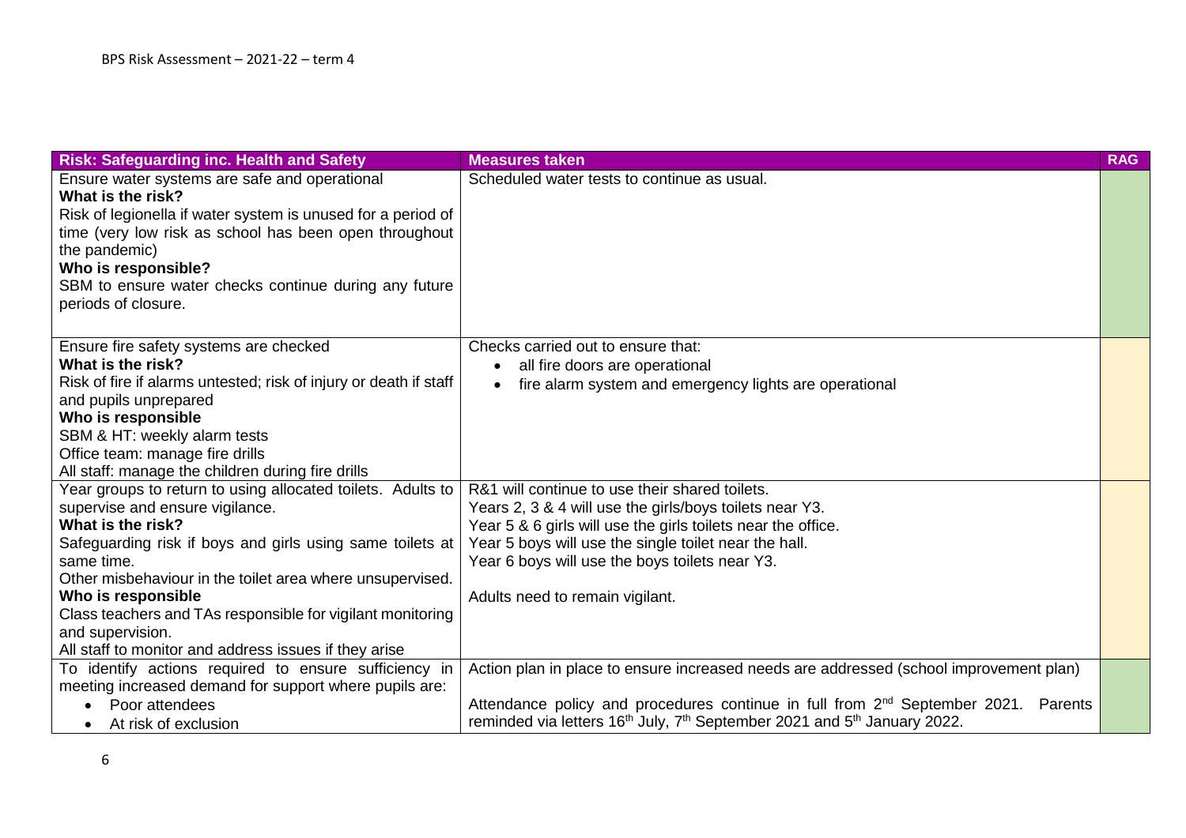| Risk: Safeguarding inc. Health and Safety | Measures taken | RAG |
|---|---|---|
| Ensure water systems are safe and operational<br>**What is the risk?**<br>Risk of legionella if water system is unused for a period of time (very low risk as school has been open throughout the pandemic)<br>**Who is responsible?**<br>SBM to ensure water checks continue during any future periods of closure. | Scheduled water tests to continue as usual. | |
| Ensure fire safety systems are checked<br>**What is the risk?**<br>Risk of fire if alarms untested; risk of injury or death if staff and pupils unprepared<br>**Who is responsible**<br>SBM & HT: weekly alarm tests<br>Office team: manage fire drills<br>All staff: manage the children during fire drills | Checks carried out to ensure that:<br>• all fire doors are operational<br>• fire alarm system and emergency lights are operational | |
| Year groups to return to using allocated toilets. Adults to supervise and ensure vigilance.<br>**What is the risk?**<br>Safeguarding risk if boys and girls using same toilets at same time.<br>Other misbehaviour in the toilet area where unsupervised.<br>**Who is responsible**<br>Class teachers and TAs responsible for vigilant monitoring and supervision.<br>All staff to monitor and address issues if they arise | R&1 will continue to use their shared toilets.<br>Years 2, 3 & 4 will use the girls/boys toilets near Y3.<br>Year 5 & 6 girls will use the girls toilets near the office.<br>Year 5 boys will use the single toilet near the hall.<br>Year 6 boys will use the boys toilets near Y3.<br><br>Adults need to remain vigilant. | |
| To identify actions required to ensure sufficiency in meeting increased demand for support where pupils are:<br>• Poor attendees<br>• At risk of exclusion | Action plan in place to ensure increased needs are addressed (school improvement plan)<br><br>Attendance policy and procedures continue in full from 2nd September 2021. Parents reminded via letters 16th July, 7th September 2021 and 5th January 2022. | |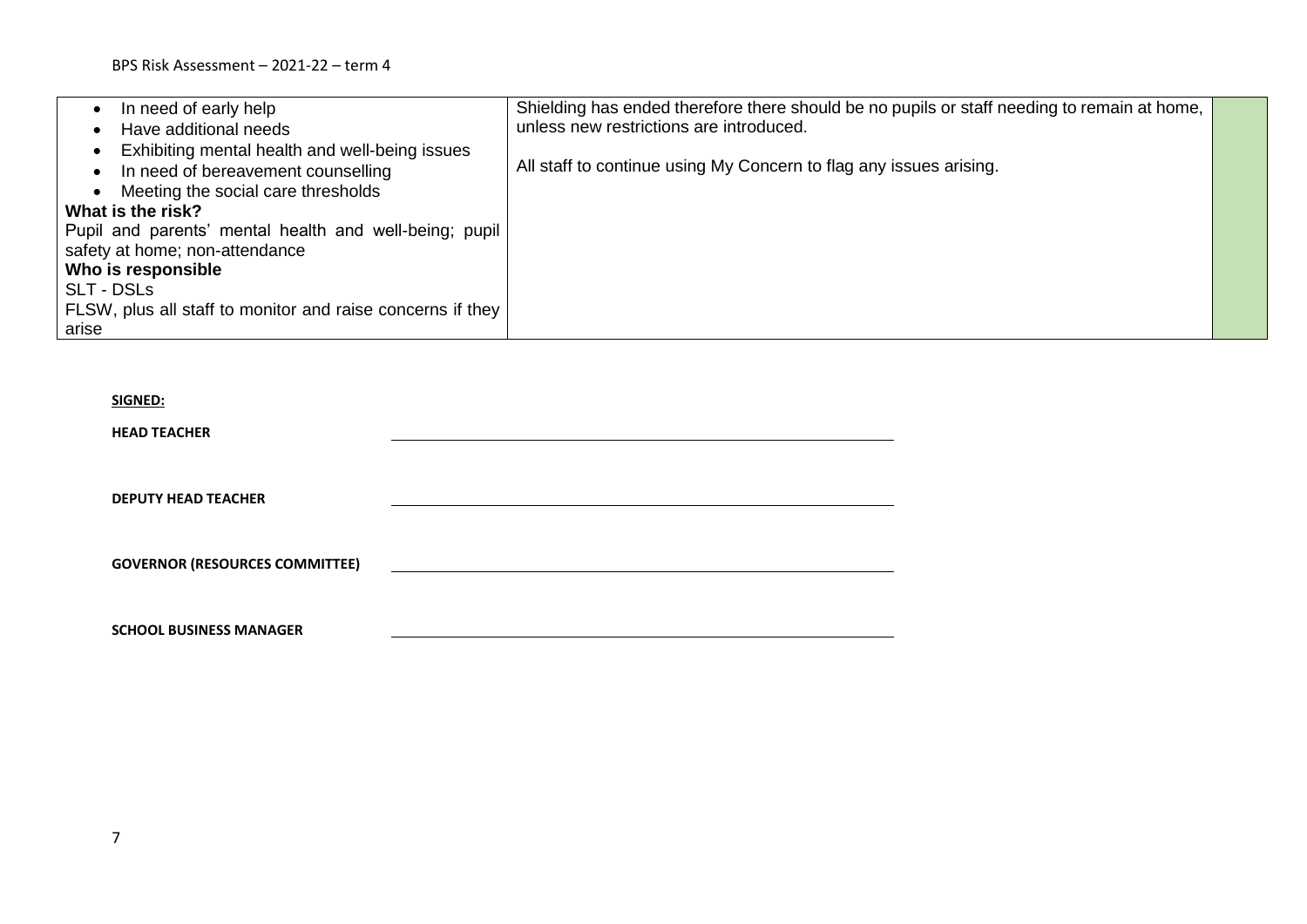| | | |
|---|---|---|
| • In need of early help<br>• Have additional needs<br>• Exhibiting mental health and well-being issues<br>• In need of bereavement counselling<br>• Meeting the social care thresholds<br>**What is the risk?**<br>Pupil and parents' mental health and well-being; pupil safety at home; non-attendance<br>**Who is responsible**<br>SLT - DSLs<br>FLSW, plus all staff to monitor and raise concerns if they arise | Shielding has ended therefore there should be no pupils or staff needing to remain at home, unless new restrictions are introduced.<br><br>All staff to continue using My Concern to flag any issues arising. | |

**SIGNED:**

**HEAD TEACHER** \_\_\_\_\_\_\_\_\_\_\_\_\_\_\_\_\_\_\_\_\_\_\_\_\_\_\_\_\_\_\_\_\_\_\_\_\_\_\_\_

**DEPUTY HEAD TEACHER** \_\_\_\_\_\_\_\_\_\_\_\_\_\_\_\_\_\_\_\_\_\_\_\_\_\_\_\_\_\_\_\_\_\_\_\_\_\_\_\_

**GOVERNOR (RESOURCES COMMITTEE)** \_\_\_\_\_\_\_\_\_\_\_\_\_\_\_\_\_\_\_\_\_\_\_\_\_\_\_\_\_\_\_\_\_\_\_\_\_\_\_\_

**SCHOOL BUSINESS MANAGER** \_\_\_\_\_\_\_\_\_\_\_\_\_\_\_\_\_\_\_\_\_\_\_\_\_\_\_\_\_\_\_\_\_\_\_\_\_\_\_\_